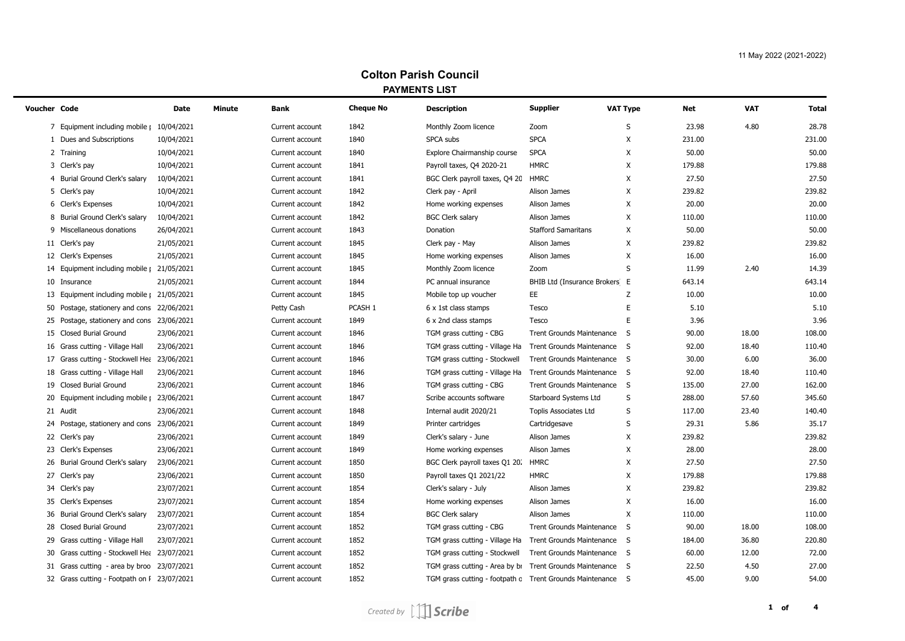11 May 2022 (2021-2022)

# Colton Parish Council

## PAYMENTS LIST

| Voucher | Code | Date | Minute | Bank | Cheque No | Description | Supplier | VAT Type | Net | VAT | Total |
|---|---|---|---|---|---|---|---|---|---|---|---|
| 7 | Equipment including mobile p | 10/04/2021 | | Current account | 1842 | Monthly Zoom licence | Zoom | S | 23.98 | 4.80 | 28.78 |
| 1 | Dues and Subscriptions | 10/04/2021 | | Current account | 1840 | SPCA subs | SPCA | X | 231.00 | | 231.00 |
| 2 | Training | 10/04/2021 | | Current account | 1840 | Explore Chairmanship course | SPCA | X | 50.00 | | 50.00 |
| 3 | Clerk's pay | 10/04/2021 | | Current account | 1841 | Payroll taxes, Q4 2020-21 | HMRC | X | 179.88 | | 179.88 |
| 4 | Burial Ground Clerk's salary | 10/04/2021 | | Current account | 1841 | BGC Clerk payroll taxes, Q4 20 | HMRC | X | 27.50 | | 27.50 |
| 5 | Clerk's pay | 10/04/2021 | | Current account | 1842 | Clerk pay - April | Alison James | X | 239.82 | | 239.82 |
| 6 | Clerk's Expenses | 10/04/2021 | | Current account | 1842 | Home working expenses | Alison James | X | 20.00 | | 20.00 |
| 8 | Burial Ground Clerk's salary | 10/04/2021 | | Current account | 1842 | BGC Clerk salary | Alison James | X | 110.00 | | 110.00 |
| 9 | Miscellaneous donations | 26/04/2021 | | Current account | 1843 | Donation | Stafford Samaritans | X | 50.00 | | 50.00 |
| 11 | Clerk's pay | 21/05/2021 | | Current account | 1845 | Clerk pay - May | Alison James | X | 239.82 | | 239.82 |
| 12 | Clerk's Expenses | 21/05/2021 | | Current account | 1845 | Home working expenses | Alison James | X | 16.00 | | 16.00 |
| 14 | Equipment including mobile p | 21/05/2021 | | Current account | 1845 | Monthly Zoom licence | Zoom | S | 11.99 | 2.40 | 14.39 |
| 10 | Insurance | 21/05/2021 | | Current account | 1844 | PC annual insurance | BHIB Ltd (Insurance Brokers) | E | 643.14 | | 643.14 |
| 13 | Equipment including mobile p | 21/05/2021 | | Current account | 1845 | Mobile top up voucher | EE | Z | 10.00 | | 10.00 |
| 50 | Postage, stationery and cons | 22/06/2021 | | Petty Cash | PCASH 1 | 6 x 1st class stamps | Tesco | E | 5.10 | | 5.10 |
| 25 | Postage, stationery and cons | 23/06/2021 | | Current account | 1849 | 6 x 2nd class stamps | Tesco | E | 3.96 | | 3.96 |
| 15 | Closed Burial Ground | 23/06/2021 | | Current account | 1846 | TGM grass cutting - CBG | Trent Grounds Maintenance | S | 90.00 | 18.00 | 108.00 |
| 16 | Grass cutting - Village Hall | 23/06/2021 | | Current account | 1846 | TGM grass cutting - Village Ha | Trent Grounds Maintenance | S | 92.00 | 18.40 | 110.40 |
| 17 | Grass cutting - Stockwell Hea | 23/06/2021 | | Current account | 1846 | TGM grass cutting - Stockwell | Trent Grounds Maintenance | S | 30.00 | 6.00 | 36.00 |
| 18 | Grass cutting - Village Hall | 23/06/2021 | | Current account | 1846 | TGM grass cutting - Village Ha | Trent Grounds Maintenance | S | 92.00 | 18.40 | 110.40 |
| 19 | Closed Burial Ground | 23/06/2021 | | Current account | 1846 | TGM grass cutting - CBG | Trent Grounds Maintenance | S | 135.00 | 27.00 | 162.00 |
| 20 | Equipment including mobile p | 23/06/2021 | | Current account | 1847 | Scribe accounts software | Starboard Systems Ltd | S | 288.00 | 57.60 | 345.60 |
| 21 | Audit | 23/06/2021 | | Current account | 1848 | Internal audit 2020/21 | Toplis Associates Ltd | S | 117.00 | 23.40 | 140.40 |
| 24 | Postage, stationery and cons | 23/06/2021 | | Current account | 1849 | Printer cartridges | Cartridgesave | S | 29.31 | 5.86 | 35.17 |
| 22 | Clerk's pay | 23/06/2021 | | Current account | 1849 | Clerk's salary - June | Alison James | X | 239.82 | | 239.82 |
| 23 | Clerk's Expenses | 23/06/2021 | | Current account | 1849 | Home working expenses | Alison James | X | 28.00 | | 28.00 |
| 26 | Burial Ground Clerk's salary | 23/06/2021 | | Current account | 1850 | BGC Clerk payroll taxes Q1 202 | HMRC | X | 27.50 | | 27.50 |
| 27 | Clerk's pay | 23/06/2021 | | Current account | 1850 | Payroll taxes Q1 2021/22 | HMRC | X | 179.88 | | 179.88 |
| 34 | Clerk's pay | 23/07/2021 | | Current account | 1854 | Clerk's salary - July | Alison James | X | 239.82 | | 239.82 |
| 35 | Clerk's Expenses | 23/07/2021 | | Current account | 1854 | Home working expenses | Alison James | X | 16.00 | | 16.00 |
| 36 | Burial Ground Clerk's salary | 23/07/2021 | | Current account | 1854 | BGC Clerk salary | Alison James | X | 110.00 | | 110.00 |
| 28 | Closed Burial Ground | 23/07/2021 | | Current account | 1852 | TGM grass cutting - CBG | Trent Grounds Maintenance | S | 90.00 | 18.00 | 108.00 |
| 29 | Grass cutting - Village Hall | 23/07/2021 | | Current account | 1852 | TGM grass cutting - Village Ha | Trent Grounds Maintenance | S | 184.00 | 36.80 | 220.80 |
| 30 | Grass cutting - Stockwell Hea | 23/07/2021 | | Current account | 1852 | TGM grass cutting - Stockwell | Trent Grounds Maintenance | S | 60.00 | 12.00 | 72.00 |
| 31 | Grass cutting - area by broo | 23/07/2021 | | Current account | 1852 | TGM grass cutting - Area by br | Trent Grounds Maintenance | S | 22.50 | 4.50 | 27.00 |
| 32 | Grass cutting - Footpath on F | 23/07/2021 | | Current account | 1852 | TGM grass cutting - footpath o | Trent Grounds Maintenance | S | 45.00 | 9.00 | 54.00 |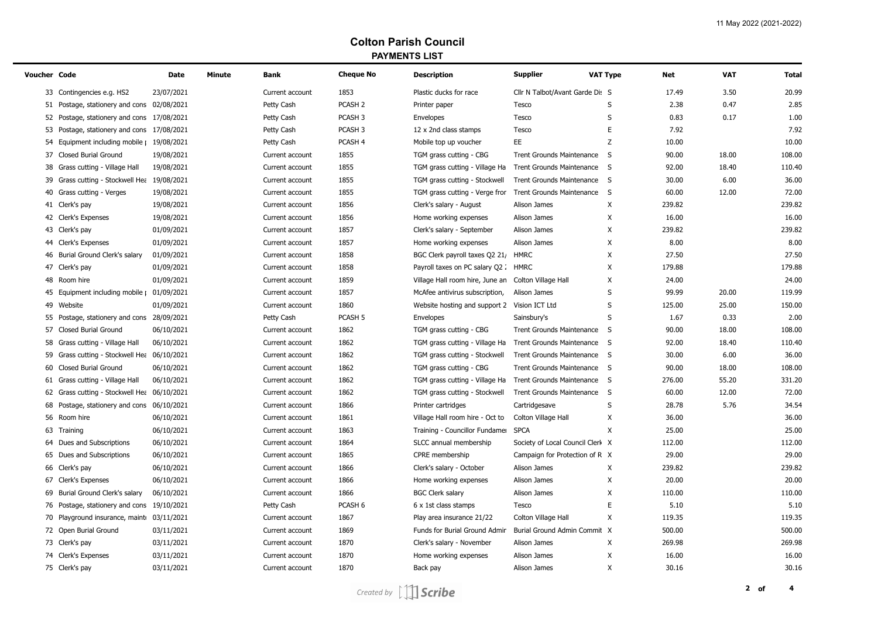# Colton Parish Council

## PAYMENTS LIST

| Voucher | Code | Date | Minute | Bank | Cheque No | Description | Supplier | VAT Type | Net | VAT | Total |
|---|---|---|---|---|---|---|---|---|---|---|---|
| 33 | Contingencies e.g. HS2 | 23/07/2021 | | Current account | 1853 | Plastic ducks for race | Cllr N Talbot/Avant Garde Dis | S | 17.49 | 3.50 | 20.99 |
| 51 | Postage, stationery and cons | 02/08/2021 | | Petty Cash | PCASH 2 | Printer paper | Tesco | S | 2.38 | 0.47 | 2.85 |
| 52 | Postage, stationery and cons | 17/08/2021 | | Petty Cash | PCASH 3 | Envelopes | Tesco | S | 0.83 | 0.17 | 1.00 |
| 53 | Postage, stationery and cons | 17/08/2021 | | Petty Cash | PCASH 3 | 12 x 2nd class stamps | Tesco | E | 7.92 | | 7.92 |
| 54 | Equipment including mobile p | 19/08/2021 | | Petty Cash | PCASH 4 | Mobile top up voucher | EE | Z | 10.00 | | 10.00 |
| 37 | Closed Burial Ground | 19/08/2021 | | Current account | 1855 | TGM grass cutting - CBG | Trent Grounds Maintenance | S | 90.00 | 18.00 | 108.00 |
| 38 | Grass cutting - Village Hall | 19/08/2021 | | Current account | 1855 | TGM grass cutting - Village Ha | Trent Grounds Maintenance | S | 92.00 | 18.40 | 110.40 |
| 39 | Grass cutting - Stockwell Hea | 19/08/2021 | | Current account | 1855 | TGM grass cutting - Stockwell | Trent Grounds Maintenance | S | 30.00 | 6.00 | 36.00 |
| 40 | Grass cutting - Verges | 19/08/2021 | | Current account | 1855 | TGM grass cutting - Verge fror | Trent Grounds Maintenance | S | 60.00 | 12.00 | 72.00 |
| 41 | Clerk's pay | 19/08/2021 | | Current account | 1856 | Clerk's salary - August | Alison James | X | 239.82 | | 239.82 |
| 42 | Clerk's Expenses | 19/08/2021 | | Current account | 1856 | Home working expenses | Alison James | X | 16.00 | | 16.00 |
| 43 | Clerk's pay | 01/09/2021 | | Current account | 1857 | Clerk's salary - September | Alison James | X | 239.82 | | 239.82 |
| 44 | Clerk's Expenses | 01/09/2021 | | Current account | 1857 | Home working expenses | Alison James | X | 8.00 | | 8.00 |
| 46 | Burial Ground Clerk's salary | 01/09/2021 | | Current account | 1858 | BGC Clerk payroll taxes Q2 21/ | HMRC | X | 27.50 | | 27.50 |
| 47 | Clerk's pay | 01/09/2021 | | Current account | 1858 | Payroll taxes on PC salary Q2 2 | HMRC | X | 179.88 | | 179.88 |
| 48 | Room hire | 01/09/2021 | | Current account | 1859 | Village Hall room hire, June an | Colton Village Hall | X | 24.00 | | 24.00 |
| 45 | Equipment including mobile p | 01/09/2021 | | Current account | 1857 | McAfee antivirus subscription, | Alison James | S | 99.99 | 20.00 | 119.99 |
| 49 | Website | 01/09/2021 | | Current account | 1860 | Website hosting and support 2 | Vision ICT Ltd | S | 125.00 | 25.00 | 150.00 |
| 55 | Postage, stationery and cons | 28/09/2021 | | Petty Cash | PCASH 5 | Envelopes | Sainsbury's | S | 1.67 | 0.33 | 2.00 |
| 57 | Closed Burial Ground | 06/10/2021 | | Current account | 1862 | TGM grass cutting - CBG | Trent Grounds Maintenance | S | 90.00 | 18.00 | 108.00 |
| 58 | Grass cutting - Village Hall | 06/10/2021 | | Current account | 1862 | TGM grass cutting - Village Ha | Trent Grounds Maintenance | S | 92.00 | 18.40 | 110.40 |
| 59 | Grass cutting - Stockwell Hea | 06/10/2021 | | Current account | 1862 | TGM grass cutting - Stockwell | Trent Grounds Maintenance | S | 30.00 | 6.00 | 36.00 |
| 60 | Closed Burial Ground | 06/10/2021 | | Current account | 1862 | TGM grass cutting - CBG | Trent Grounds Maintenance | S | 90.00 | 18.00 | 108.00 |
| 61 | Grass cutting - Village Hall | 06/10/2021 | | Current account | 1862 | TGM grass cutting - Village Ha | Trent Grounds Maintenance | S | 276.00 | 55.20 | 331.20 |
| 62 | Grass cutting - Stockwell Hea | 06/10/2021 | | Current account | 1862 | TGM grass cutting - Stockwell | Trent Grounds Maintenance | S | 60.00 | 12.00 | 72.00 |
| 68 | Postage, stationery and cons | 06/10/2021 | | Current account | 1866 | Printer cartridges | Cartridgesave | S | 28.78 | 5.76 | 34.54 |
| 56 | Room hire | 06/10/2021 | | Current account | 1861 | Village Hall room hire - Oct to | Colton Village Hall | X | 36.00 | | 36.00 |
| 63 | Training | 06/10/2021 | | Current account | 1863 | Training - Councillor Fundamer | SPCA | X | 25.00 | | 25.00 |
| 64 | Dues and Subscriptions | 06/10/2021 | | Current account | 1864 | SLCC annual membership | Society of Local Council Clerk | X | 112.00 | | 112.00 |
| 65 | Dues and Subscriptions | 06/10/2021 | | Current account | 1865 | CPRE membership | Campaign for Protection of R | X | 29.00 | | 29.00 |
| 66 | Clerk's pay | 06/10/2021 | | Current account | 1866 | Clerk's salary - October | Alison James | X | 239.82 | | 239.82 |
| 67 | Clerk's Expenses | 06/10/2021 | | Current account | 1866 | Home working expenses | Alison James | X | 20.00 | | 20.00 |
| 69 | Burial Ground Clerk's salary | 06/10/2021 | | Current account | 1866 | BGC Clerk salary | Alison James | X | 110.00 | | 110.00 |
| 76 | Postage, stationery and cons | 19/10/2021 | | Petty Cash | PCASH 6 | 6 x 1st class stamps | Tesco | E | 5.10 | | 5.10 |
| 70 | Playground insurance, maint | 03/11/2021 | | Current account | 1867 | Play area insurance 21/22 | Colton Village Hall | X | 119.35 | | 119.35 |
| 72 | Open Burial Ground | 03/11/2021 | | Current account | 1869 | Funds for Burial Ground Admir | Burial Ground Admin Commit | X | 500.00 | | 500.00 |
| 73 | Clerk's pay | 03/11/2021 | | Current account | 1870 | Clerk's salary - November | Alison James | X | 269.98 | | 269.98 |
| 74 | Clerk's Expenses | 03/11/2021 | | Current account | 1870 | Home working expenses | Alison James | X | 16.00 | | 16.00 |
| 75 | Clerk's pay | 03/11/2021 | | Current account | 1870 | Back pay | Alison James | X | 30.16 | | 30.16 |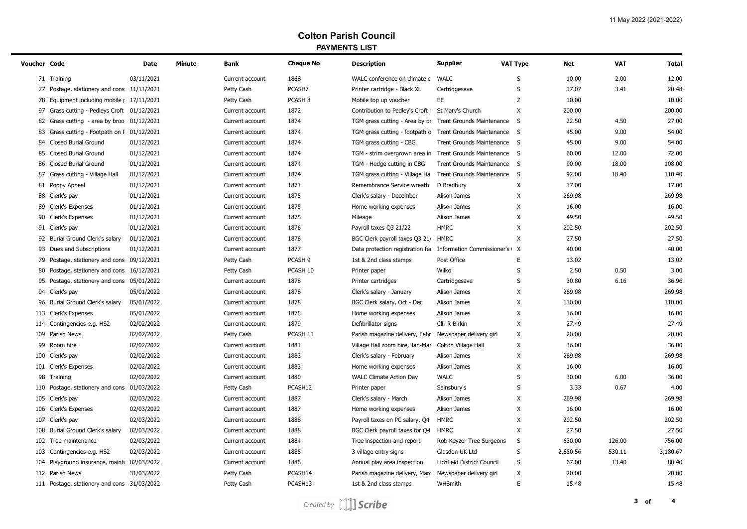# Colton Parish Council

## PAYMENTS LIST

| Voucher | Code | Date | Minute | Bank | Cheque No | Description | Supplier | VAT Type | Net | VAT | Total |
|---|---|---|---|---|---|---|---|---|---|---|---|
| 71 | Training | 03/11/2021 | | Current account | 1868 | WALC conference on climate c | WALC | S | 10.00 | 2.00 | 12.00 |
| 77 | Postage, stationery and cons | 11/11/2021 | | Petty Cash | PCASH7 | Printer cartridge - Black XL | Cartridgesave | S | 17.07 | 3.41 | 20.48 |
| 78 | Equipment including mobile p | 17/11/2021 | | Petty Cash | PCASH 8 | Mobile top up voucher | EE | Z | 10.00 | | 10.00 |
| 97 | Grass cutting - Pedleys Croft | 01/12/2021 | | Current account | 1872 | Contribution to Pedley's Croft r | St Mary's Church | X | 200.00 | | 200.00 |
| 82 | Grass cutting - area by broo | 01/12/2021 | | Current account | 1874 | TGM grass cutting - Area by br | Trent Grounds Maintenance | S | 22.50 | 4.50 | 27.00 |
| 83 | Grass cutting - Footpath on F | 01/12/2021 | | Current account | 1874 | TGM grass cutting - footpath o | Trent Grounds Maintenance | S | 45.00 | 9.00 | 54.00 |
| 84 | Closed Burial Ground | 01/12/2021 | | Current account | 1874 | TGM grass cutting - CBG | Trent Grounds Maintenance | S | 45.00 | 9.00 | 54.00 |
| 85 | Closed Burial Ground | 01/12/2021 | | Current account | 1874 | TGM - strim overgrown area in | Trent Grounds Maintenance | S | 60.00 | 12.00 | 72.00 |
| 86 | Closed Burial Ground | 01/12/2021 | | Current account | 1874 | TGM - Hedge cutting in CBG | Trent Grounds Maintenance | S | 90.00 | 18.00 | 108.00 |
| 87 | Grass cutting - Village Hall | 01/12/2021 | | Current account | 1874 | TGM grass cutting - Village Ha | Trent Grounds Maintenance | S | 92.00 | 18.40 | 110.40 |
| 81 | Poppy Appeal | 01/12/2021 | | Current account | 1871 | Remembrance Service wreath | D Bradbury | X | 17.00 | | 17.00 |
| 88 | Clerk's pay | 01/12/2021 | | Current account | 1875 | Clerk's salary - December | Alison James | X | 269.98 | | 269.98 |
| 89 | Clerk's Expenses | 01/12/2021 | | Current account | 1875 | Home working expenses | Alison James | X | 16.00 | | 16.00 |
| 90 | Clerk's Expenses | 01/12/2021 | | Current account | 1875 | Mileage | Alison James | X | 49.50 | | 49.50 |
| 91 | Clerk's pay | 01/12/2021 | | Current account | 1876 | Payroll taxes Q3 21/22 | HMRC | X | 202.50 | | 202.50 |
| 92 | Burial Ground Clerk's salary | 01/12/2021 | | Current account | 1876 | BGC Clerk payroll taxes Q3 21/ | HMRC | X | 27.50 | | 27.50 |
| 93 | Dues and Subscriptions | 01/12/2021 | | Current account | 1877 | Data protection registration fe | Information Commissioner's | X | 40.00 | | 40.00 |
| 79 | Postage, stationery and cons | 09/12/2021 | | Petty Cash | PCASH 9 | 1st & 2nd class stamps | Post Office | E | 13.02 | | 13.02 |
| 80 | Postage, stationery and cons | 16/12/2021 | | Petty Cash | PCASH 10 | Printer paper | Wilko | S | 2.50 | 0.50 | 3.00 |
| 95 | Postage, stationery and cons | 05/01/2022 | | Current account | 1878 | Printer cartridges | Cartridgesave | S | 30.80 | 6.16 | 36.96 |
| 94 | Clerk's pay | 05/01/2022 | | Current account | 1878 | Clerk's salary - January | Alison James | X | 269.98 | | 269.98 |
| 96 | Burial Ground Clerk's salary | 05/01/2022 | | Current account | 1878 | BGC Clerk salary, Oct - Dec | Alison James | X | 110.00 | | 110.00 |
| 113 | Clerk's Expenses | 05/01/2022 | | Current account | 1878 | Home working expenses | Alison James | X | 16.00 | | 16.00 |
| 114 | Contingencies e.g. HS2 | 02/02/2022 | | Current account | 1879 | Defibrillator signs | Cllr R Birkin | X | 27.49 | | 27.49 |
| 109 | Parish News | 02/02/2022 | | Petty Cash | PCASH 11 | Parish magazine delivery, Febr | Newspaper delivery girl | X | 20.00 | | 20.00 |
| 99 | Room hire | 02/02/2022 | | Current account | 1881 | Village Hall room hire, Jan-Mar | Colton Village Hall | X | 36.00 | | 36.00 |
| 100 | Clerk's pay | 02/02/2022 | | Current account | 1883 | Clerk's salary - February | Alison James | X | 269.98 | | 269.98 |
| 101 | Clerk's Expenses | 02/02/2022 | | Current account | 1883 | Home working expenses | Alison James | X | 16.00 | | 16.00 |
| 98 | Training | 02/02/2022 | | Current account | 1880 | WALC Climate Action Day | WALC | S | 30.00 | 6.00 | 36.00 |
| 110 | Postage, stationery and cons | 01/03/2022 | | Petty Cash | PCASH12 | Printer paper | Sainsbury's | S | 3.33 | 0.67 | 4.00 |
| 105 | Clerk's pay | 02/03/2022 | | Current account | 1887 | Clerk's salary - March | Alison James | X | 269.98 | | 269.98 |
| 106 | Clerk's Expenses | 02/03/2022 | | Current account | 1887 | Home working expenses | Alison James | X | 16.00 | | 16.00 |
| 107 | Clerk's pay | 02/03/2022 | | Current account | 1888 | Payroll taxes on PC salary, Q4 | HMRC | X | 202.50 | | 202.50 |
| 108 | Burial Ground Clerk's salary | 02/03/2022 | | Current account | 1888 | BGC Clerk payroll taxes for Q4 | HMRC | X | 27.50 | | 27.50 |
| 102 | Tree maintenance | 02/03/2022 | | Current account | 1884 | Tree inspection and report | Rob Keyzor Tree Surgeons | S | 630.00 | 126.00 | 756.00 |
| 103 | Contingencies e.g. HS2 | 02/03/2022 | | Current account | 1885 | 3 village entry signs | Glasdon UK Ltd | S | 2,650.56 | 530.11 | 3,180.67 |
| 104 | Playground insurance, maint | 02/03/2022 | | Current account | 1886 | Annual play area inspection | Lichfield District Council | S | 67.00 | 13.40 | 80.40 |
| 112 | Parish News | 31/03/2022 | | Petty Cash | PCASH14 | Parish magazine delivery, Marc | Newspaper delivery girl | X | 20.00 | | 20.00 |
| 111 | Postage, stationery and cons | 31/03/2022 | | Petty Cash | PCASH13 | 1st & 2nd class stamps | WHSmith | E | 15.48 | | 15.48 |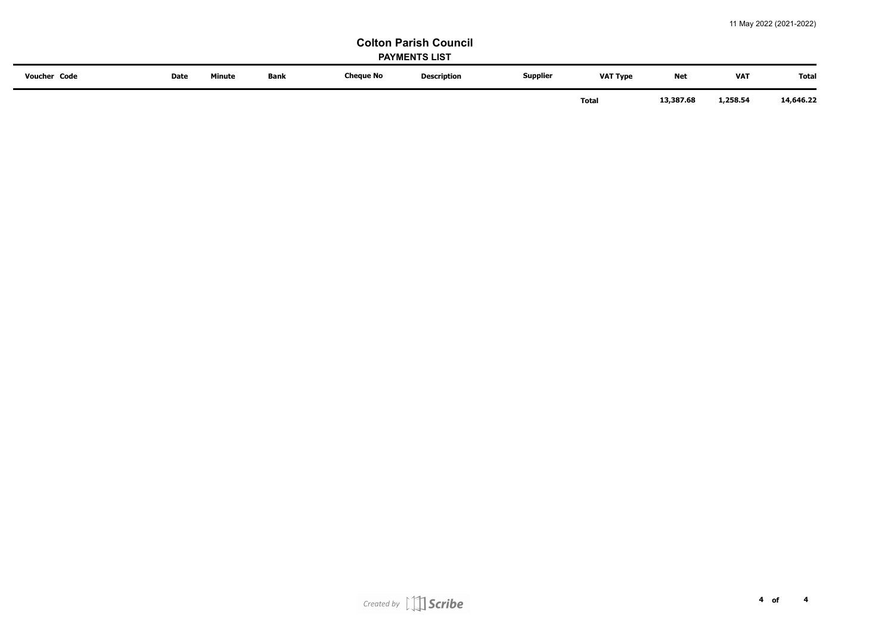11 May 2022 (2021-2022)

## Colton Parish Council

### PAYMENTS LIST

| Voucher | Code | Date | Minute | Bank | Cheque No | Description | Supplier | VAT Type | Net | VAT | Total |
|---|---|---|---|---|---|---|---|---|---|---|---|
| | | | | | | | | **Total** | **13,387.68** | **1,258.54** | **14,646.22** |

*Created by Scribe*